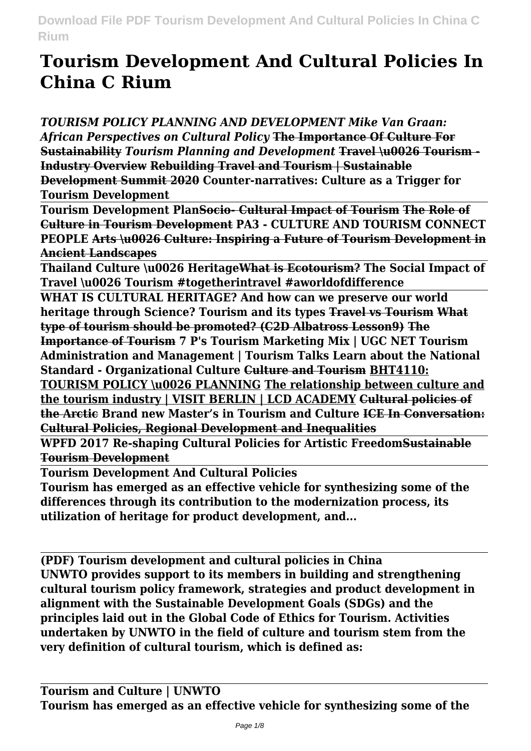# Tourism Development And Cultural Policies In China C Rium

***TOURISM POLICY PLANNING AND DEVELOPMENT Mike Van Graan: African Perspectives on Cultural Policy*** ~~**The Importance Of Culture For Sustainability**~~ ***Tourism Planning and Development*** ~~**Travel \u0026 Tourism - Industry Overview**~~ ~~**Rebuilding Travel and Tourism | Sustainable Development Summit 2020**~~ **Counter-narratives: Culture as a Trigger for Tourism Development**

**Tourism Development Plan**~~**Socio- Cultural Impact of Tourism**~~ ~~**The Role of Culture in Tourism Development**~~ **PA3 - CULTURE AND TOURISM CONNECT PEOPLE** ~~**Arts \u0026 Culture: Inspiring a Future of Tourism Development in Ancient Landscapes**~~

**Thailand Culture \u0026 Heritage**~~**What is Ecotourism?**~~ **The Social Impact of Travel \u0026 Tourism #togetherintravel #aworldofdifference**

**WHAT IS CULTURAL HERITAGE? And how can we preserve our world heritage through Science? Tourism and its types** ~~**Travel vs Tourism**~~ ~~**What type of tourism should be promoted? (C2D Albatross Lesson9)**~~ ~~**The Importance of Tourism**~~ **7 P's Tourism Marketing Mix | UGC NET Tourism Administration and Management | Tourism Talks Learn about the National Standard - Organizational Culture** ~~**Culture and Tourism**~~ ~~**BHT4110: TOURISM POLICY \u0026 PLANNING**~~ ~~**The relationship between culture and the tourism industry | VISIT BERLIN | LCD ACADEMY**~~ ~~**Cultural policies of the Arctic**~~ **Brand new Master's in Tourism and Culture** ~~**ICE In Conversation: Cultural Policies, Regional Development and Inequalities**~~

**WPFD 2017 Re-shaping Cultural Policies for Artistic Freedom**~~**Sustainable Tourism Development**~~

**Tourism Development And Cultural Policies**

**Tourism has emerged as an effective vehicle for synthesizing some of the differences through its contribution to the modernization process, its utilization of heritage for product development, and...**

**(PDF) Tourism development and cultural policies in China**

**UNWTO provides support to its members in building and strengthening cultural tourism policy framework, strategies and product development in alignment with the Sustainable Development Goals (SDGs) and the principles laid out in the Global Code of Ethics for Tourism. Activities undertaken by UNWTO in the field of culture and tourism stem from the very definition of cultural tourism, which is defined as:**

**Tourism and Culture | UNWTO**

**Tourism has emerged as an effective vehicle for synthesizing some of the**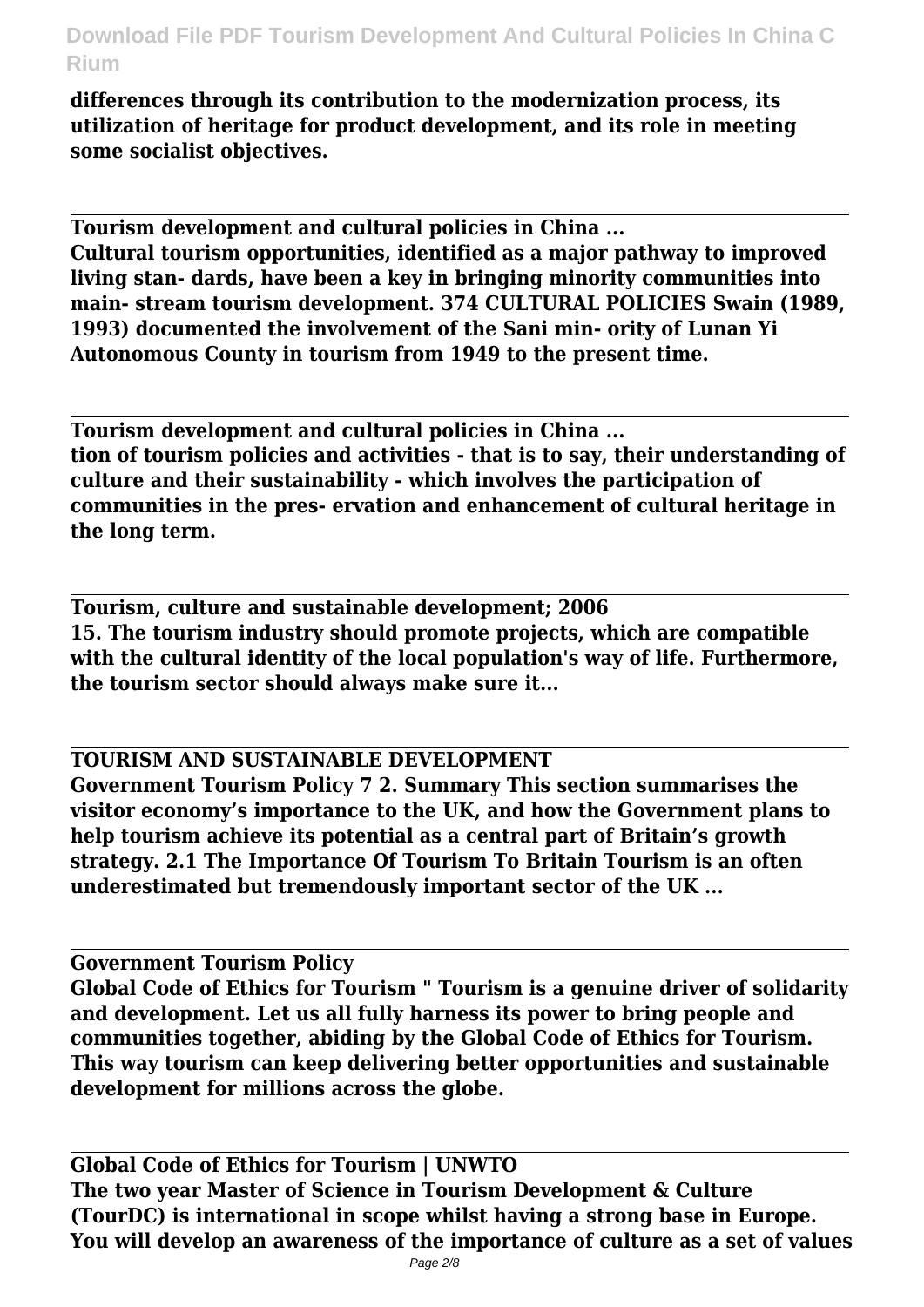**differences through its contribution to the modernization process, its utilization of heritage for product development, and its role in meeting some socialist objectives.**

**Tourism development and cultural policies in China ...**
**Cultural tourism opportunities, identified as a major pathway to improved living stan- dards, have been a key in bringing minority communities into main- stream tourism development. 374 CULTURAL POLICIES Swain (1989, 1993) documented the involvement of the Sani min- ority of Lunan Yi Autonomous County in tourism from 1949 to the present time.**

**Tourism development and cultural policies in China ...**
**tion of tourism policies and activities - that is to say, their understanding of culture and their sustainability - which involves the participation of communities in the pres- ervation and enhancement of cultural heritage in the long term.**

**Tourism, culture and sustainable development; 2006**
**15. The tourism industry should promote projects, which are compatible with the cultural identity of the local population's way of life. Furthermore, the tourism sector should always make sure it...**

**TOURISM AND SUSTAINABLE DEVELOPMENT**
**Government Tourism Policy 7 2. Summary This section summarises the visitor economy's importance to the UK, and how the Government plans to help tourism achieve its potential as a central part of Britain's growth strategy. 2.1 The Importance Of Tourism To Britain Tourism is an often underestimated but tremendously important sector of the UK ...**

**Government Tourism Policy**
**Global Code of Ethics for Tourism " Tourism is a genuine driver of solidarity and development. Let us all fully harness its power to bring people and communities together, abiding by the Global Code of Ethics for Tourism. This way tourism can keep delivering better opportunities and sustainable development for millions across the globe.**

**Global Code of Ethics for Tourism | UNWTO**
**The two year Master of Science in Tourism Development & Culture (TourDC) is international in scope whilst having a strong base in Europe. You will develop an awareness of the importance of culture as a set of values**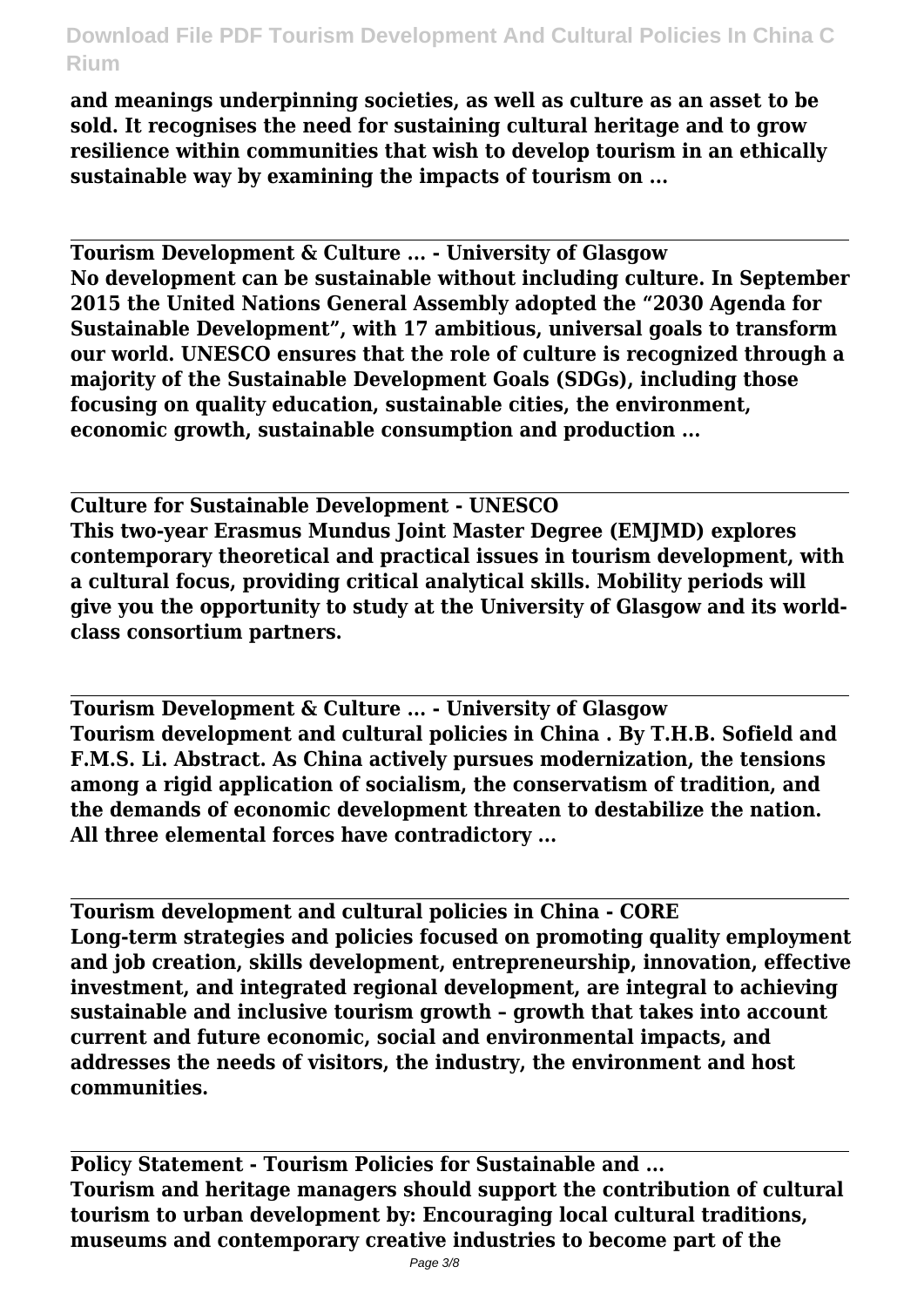**and meanings underpinning societies, as well as culture as an asset to be sold. It recognises the need for sustaining cultural heritage and to grow resilience within communities that wish to develop tourism in an ethically sustainable way by examining the impacts of tourism on ...**

---

**Tourism Development & Culture ... - University of Glasgow**

**No development can be sustainable without including culture. In September 2015 the United Nations General Assembly adopted the "2030 Agenda for Sustainable Development", with 17 ambitious, universal goals to transform our world. UNESCO ensures that the role of culture is recognized through a majority of the Sustainable Development Goals (SDGs), including those focusing on quality education, sustainable cities, the environment, economic growth, sustainable consumption and production ...**

---

**Culture for Sustainable Development - UNESCO**

**This two-year Erasmus Mundus Joint Master Degree (EMJMD) explores contemporary theoretical and practical issues in tourism development, with a cultural focus, providing critical analytical skills. Mobility periods will give you the opportunity to study at the University of Glasgow and its world-class consortium partners.**

---

**Tourism Development & Culture ... - University of Glasgow**

**Tourism development and cultural policies in China . By T.H.B. Sofield and F.M.S. Li. Abstract. As China actively pursues modernization, the tensions among a rigid application of socialism, the conservatism of tradition, and the demands of economic development threaten to destabilize the nation. All three elemental forces have contradictory ...**

---

**Tourism development and cultural policies in China - CORE**

**Long-term strategies and policies focused on promoting quality employment and job creation, skills development, entrepreneurship, innovation, effective investment, and integrated regional development, are integral to achieving sustainable and inclusive tourism growth – growth that takes into account current and future economic, social and environmental impacts, and addresses the needs of visitors, the industry, the environment and host communities.**

---

**Policy Statement - Tourism Policies for Sustainable and ...**

**Tourism and heritage managers should support the contribution of cultural tourism to urban development by: Encouraging local cultural traditions, museums and contemporary creative industries to become part of the**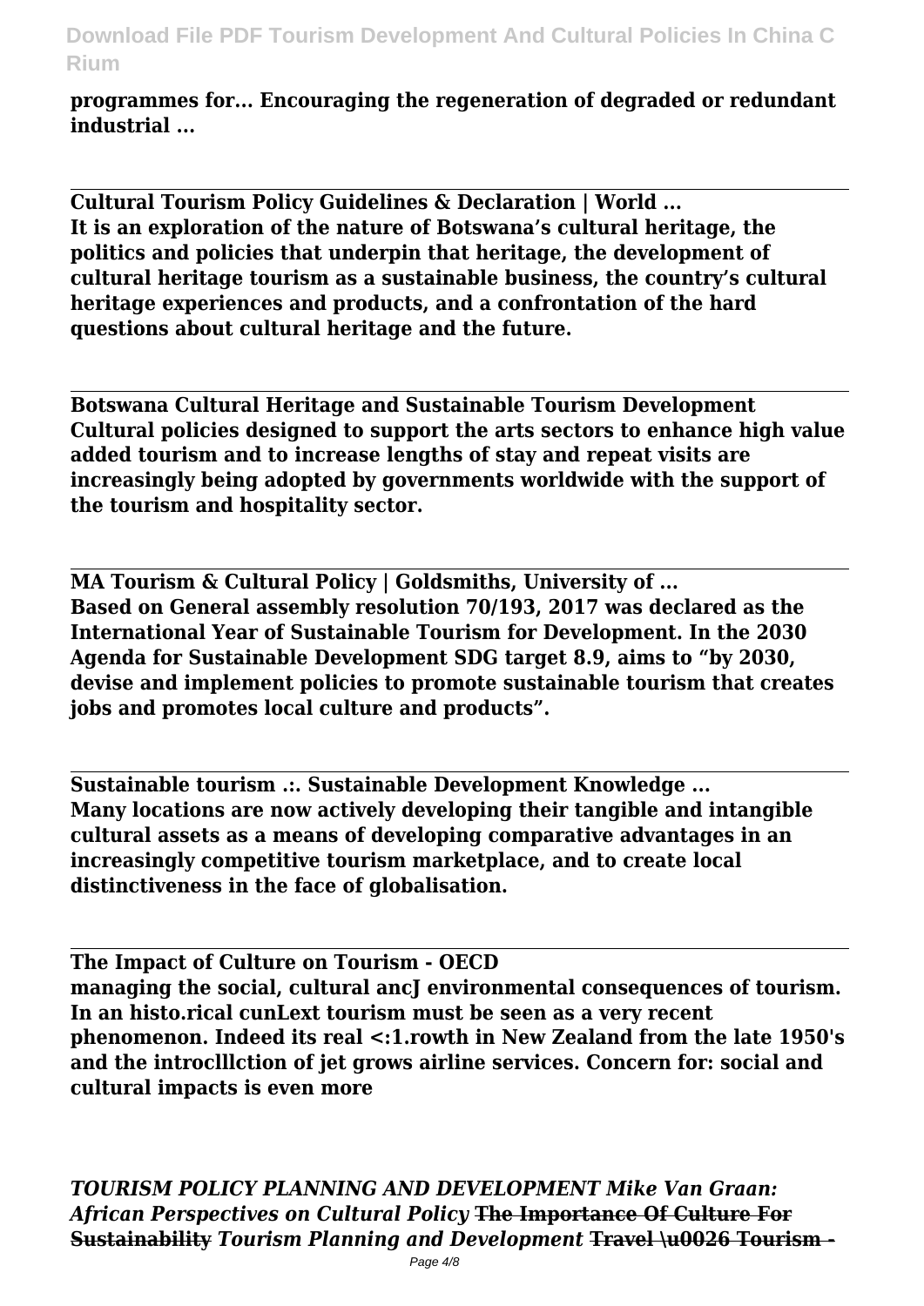**programmes for... Encouraging the regeneration of degraded or redundant industrial ...**

---

**Cultural Tourism Policy Guidelines & Declaration | World ...**
**It is an exploration of the nature of Botswana's cultural heritage, the politics and policies that underpin that heritage, the development of cultural heritage tourism as a sustainable business, the country's cultural heritage experiences and products, and a confrontation of the hard questions about cultural heritage and the future.**

---

**Botswana Cultural Heritage and Sustainable Tourism Development**
**Cultural policies designed to support the arts sectors to enhance high value added tourism and to increase lengths of stay and repeat visits are increasingly being adopted by governments worldwide with the support of the tourism and hospitality sector.**

---

**MA Tourism & Cultural Policy | Goldsmiths, University of ...**
**Based on General assembly resolution 70/193, 2017 was declared as the International Year of Sustainable Tourism for Development. In the 2030 Agenda for Sustainable Development SDG target 8.9, aims to "by 2030, devise and implement policies to promote sustainable tourism that creates jobs and promotes local culture and products".**

---

**Sustainable tourism .:. Sustainable Development Knowledge ...**
**Many locations are now actively developing their tangible and intangible cultural assets as a means of developing comparative advantages in an increasingly competitive tourism marketplace, and to create local distinctiveness in the face of globalisation.**

---

**The Impact of Culture on Tourism - OECD**
**managing the social, cultural ancJ environmental consequences of tourism. In an histo.rical cunLext tourism must be seen as a very recent phenomenon. Indeed its real <:1.rowth in New Zealand from the late 1950's and the introclllction of jet grows airline services. Concern for: social and cultural impacts is even more**

***TOURISM POLICY PLANNING AND DEVELOPMENT*** ***Mike Van Graan: African Perspectives on Cultural Policy*** **~~The Importance Of Culture For Sustainability~~** ***Tourism Planning and Development*** **~~Travel \u0026 Tourism -~~**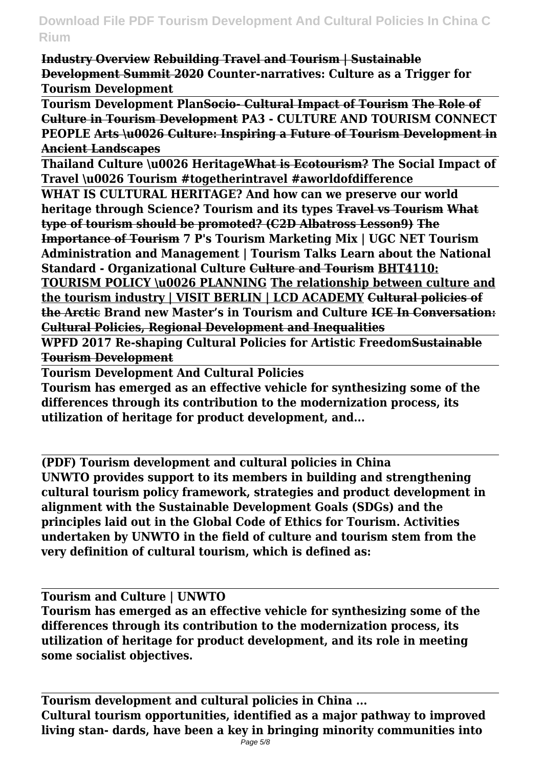**Industry Overview** ~~**Rebuilding Travel and Tourism | Sustainable Development Summit 2020**~~ **Counter-narratives: Culture as a Trigger for Tourism Development**

**Tourism Development Plan**~~**Socio- Cultural Impact of Tourism**~~ ~~**The Role of Culture in Tourism Development**~~ **PA3 - CULTURE AND TOURISM CONNECT PEOPLE** ~~**Arts \u0026 Culture: Inspiring a Future of Tourism Development in Ancient Landscapes**~~

**Thailand Culture \u0026 Heritage**~~**What is Ecotourism?**~~ **The Social Impact of Travel \u0026 Tourism #togetherintravel #aworldofdifference**

**WHAT IS CULTURAL HERITAGE? And how can we preserve our world heritage through Science? Tourism and its types** ~~**Travel vs Tourism**~~ ~~**What type of tourism should be promoted? (C2D Albatross Lesson9)**~~ ~~**The Importance of Tourism**~~ **7 P's Tourism Marketing Mix | UGC NET Tourism Administration and Management | Tourism Talks Learn about the National Standard - Organizational Culture** ~~**Culture and Tourism**~~ **BHT4110: TOURISM POLICY \u0026 PLANNING** **The relationship between culture and the tourism industry | VISIT BERLIN | LCD ACADEMY** ~~**Cultural policies of the Arctic**~~ **Brand new Master's in Tourism and Culture** ~~**ICE In Conversation: Cultural Policies, Regional Development and Inequalities**~~

**WPFD 2017 Re-shaping Cultural Policies for Artistic Freedom**~~**Sustainable Tourism Development**~~

**Tourism Development And Cultural Policies**

**Tourism has emerged as an effective vehicle for synthesizing some of the differences through its contribution to the modernization process, its utilization of heritage for product development, and...**

**(PDF) Tourism development and cultural policies in China**

**UNWTO provides support to its members in building and strengthening cultural tourism policy framework, strategies and product development in alignment with the Sustainable Development Goals (SDGs) and the principles laid out in the Global Code of Ethics for Tourism. Activities undertaken by UNWTO in the field of culture and tourism stem from the very definition of cultural tourism, which is defined as:**

**Tourism and Culture | UNWTO**

**Tourism has emerged as an effective vehicle for synthesizing some of the differences through its contribution to the modernization process, its utilization of heritage for product development, and its role in meeting some socialist objectives.**

**Tourism development and cultural policies in China ...**

**Cultural tourism opportunities, identified as a major pathway to improved living stan- dards, have been a key in bringing minority communities into**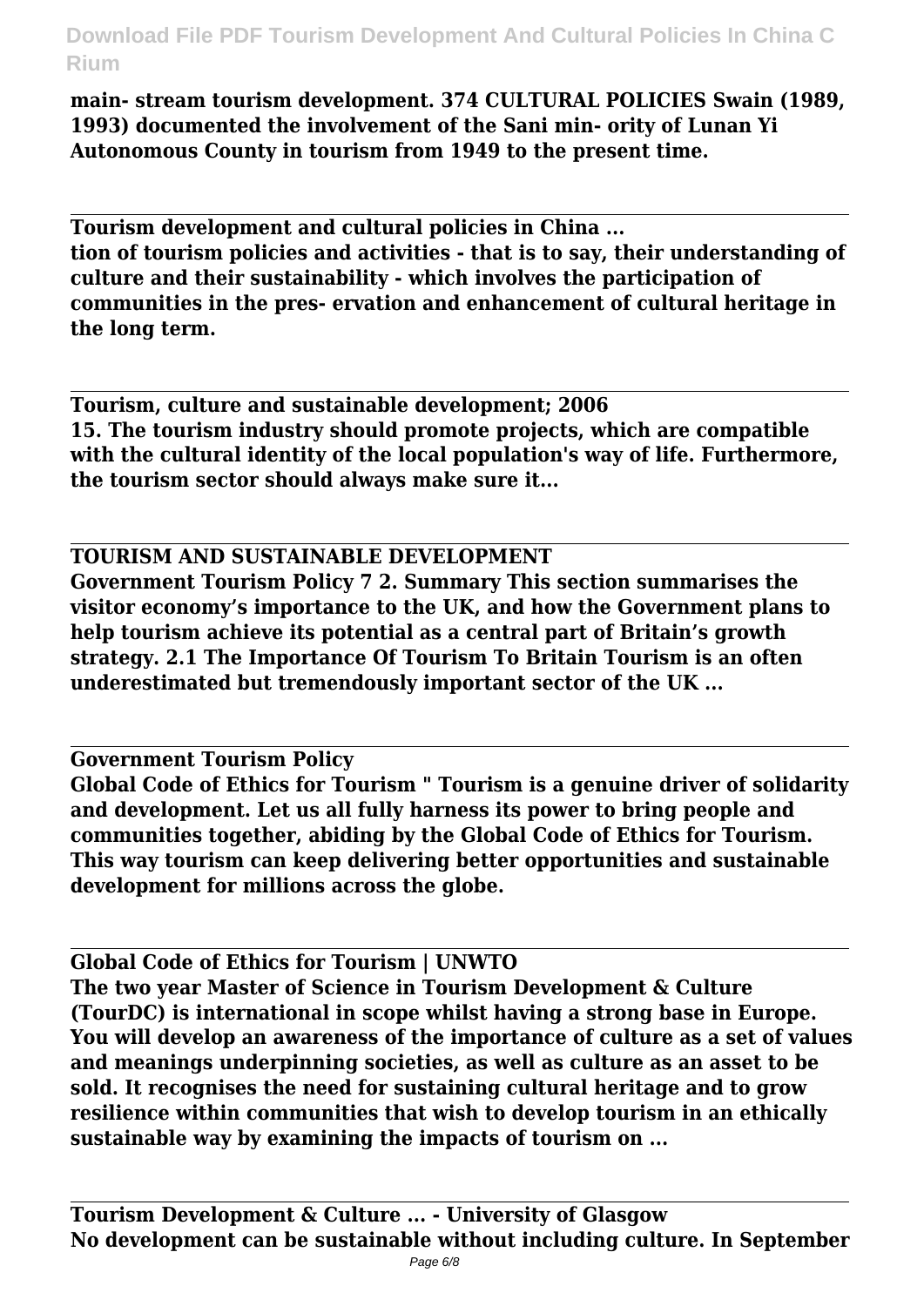**main- stream tourism development. 374 CULTURAL POLICIES Swain (1989, 1993) documented the involvement of the Sani min- ority of Lunan Yi Autonomous County in tourism from 1949 to the present time.**

**Tourism development and cultural policies in China ...**
**tion of tourism policies and activities - that is to say, their understanding of culture and their sustainability - which involves the participation of communities in the pres- ervation and enhancement of cultural heritage in the long term.**

**Tourism, culture and sustainable development; 2006**
**15. The tourism industry should promote projects, which are compatible with the cultural identity of the local population's way of life. Furthermore, the tourism sector should always make sure it...**

**TOURISM AND SUSTAINABLE DEVELOPMENT**
**Government Tourism Policy 7 2. Summary This section summarises the visitor economy's importance to the UK, and how the Government plans to help tourism achieve its potential as a central part of Britain's growth strategy. 2.1 The Importance Of Tourism To Britain Tourism is an often underestimated but tremendously important sector of the UK ...**

**Government Tourism Policy**
**Global Code of Ethics for Tourism " Tourism is a genuine driver of solidarity and development. Let us all fully harness its power to bring people and communities together, abiding by the Global Code of Ethics for Tourism. This way tourism can keep delivering better opportunities and sustainable development for millions across the globe.**

**Global Code of Ethics for Tourism | UNWTO**
**The two year Master of Science in Tourism Development & Culture (TourDC) is international in scope whilst having a strong base in Europe. You will develop an awareness of the importance of culture as a set of values and meanings underpinning societies, as well as culture as an asset to be sold. It recognises the need for sustaining cultural heritage and to grow resilience within communities that wish to develop tourism in an ethically sustainable way by examining the impacts of tourism on ...**

**Tourism Development & Culture ... - University of Glasgow**
**No development can be sustainable without including culture. In September**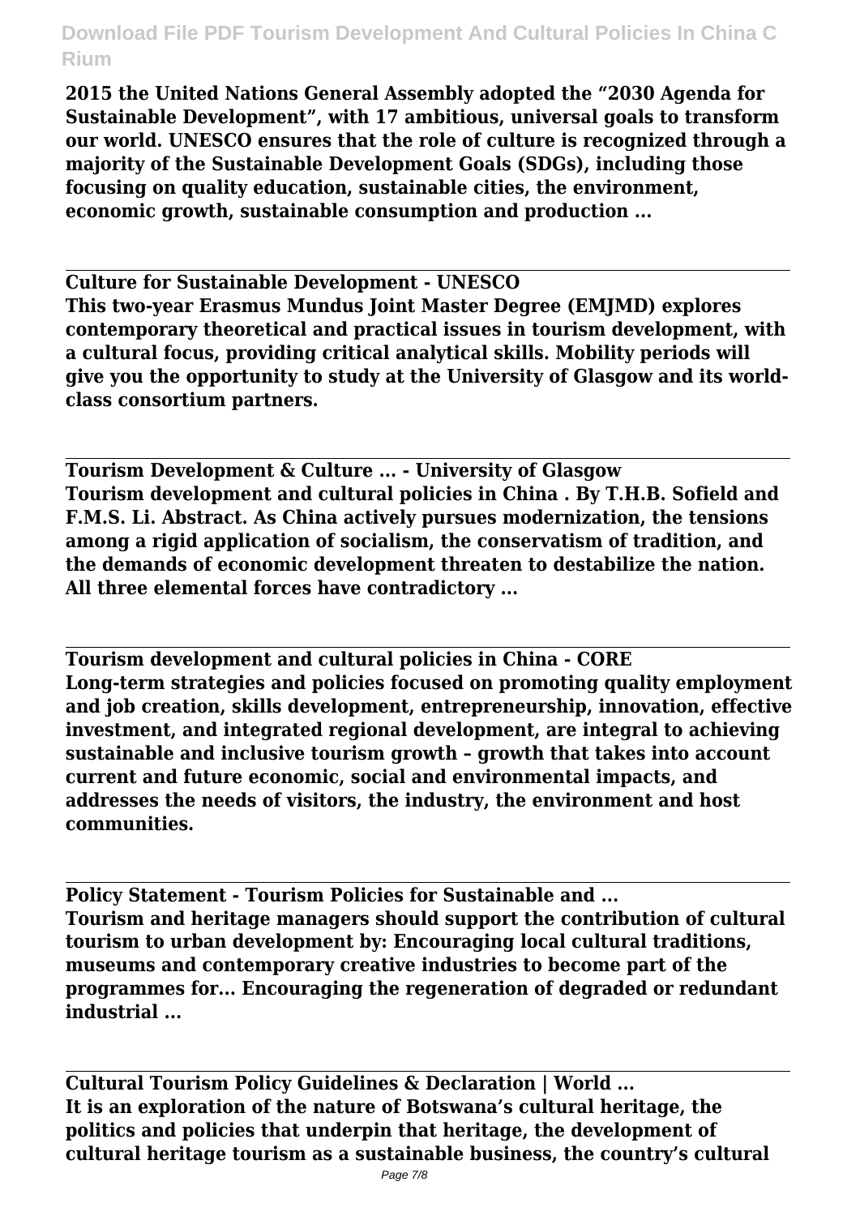2015 the United Nations General Assembly adopted the "2030 Agenda for Sustainable Development", with 17 ambitious, universal goals to transform our world. UNESCO ensures that the role of culture is recognized through a majority of the Sustainable Development Goals (SDGs), including those focusing on quality education, sustainable cities, the environment, economic growth, sustainable consumption and production ...

**Culture for Sustainable Development - UNESCO**

This two-year Erasmus Mundus Joint Master Degree (EMJMD) explores contemporary theoretical and practical issues in tourism development, with a cultural focus, providing critical analytical skills. Mobility periods will give you the opportunity to study at the University of Glasgow and its world-class consortium partners.

**Tourism Development & Culture ... - University of Glasgow**

Tourism development and cultural policies in China . By T.H.B. Sofield and F.M.S. Li. Abstract. As China actively pursues modernization, the tensions among a rigid application of socialism, the conservatism of tradition, and the demands of economic development threaten to destabilize the nation. All three elemental forces have contradictory ...

**Tourism development and cultural policies in China - CORE**

Long-term strategies and policies focused on promoting quality employment and job creation, skills development, entrepreneurship, innovation, effective investment, and integrated regional development, are integral to achieving sustainable and inclusive tourism growth – growth that takes into account current and future economic, social and environmental impacts, and addresses the needs of visitors, the industry, the environment and host communities.

**Policy Statement - Tourism Policies for Sustainable and ...**

Tourism and heritage managers should support the contribution of cultural tourism to urban development by: Encouraging local cultural traditions, museums and contemporary creative industries to become part of the programmes for... Encouraging the regeneration of degraded or redundant industrial ...

**Cultural Tourism Policy Guidelines & Declaration | World ...**

It is an exploration of the nature of Botswana's cultural heritage, the politics and policies that underpin that heritage, the development of cultural heritage tourism as a sustainable business, the country's cultural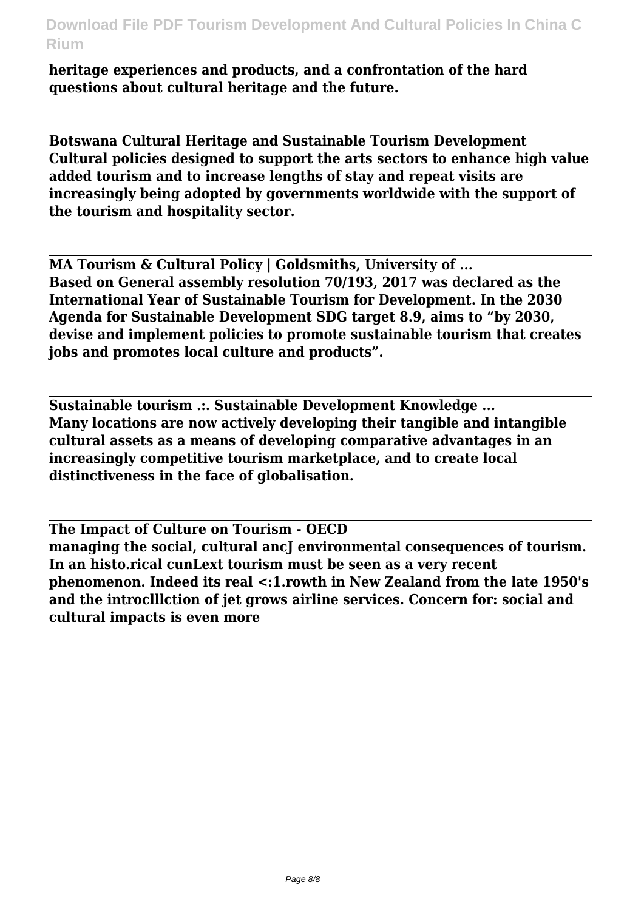**heritage experiences and products, and a confrontation of the hard questions about cultural heritage and the future.**

---

**Botswana Cultural Heritage and Sustainable Tourism Development**
**Cultural policies designed to support the arts sectors to enhance high value added tourism and to increase lengths of stay and repeat visits are increasingly being adopted by governments worldwide with the support of the tourism and hospitality sector.**

---

**MA Tourism & Cultural Policy | Goldsmiths, University of ...**
**Based on General assembly resolution 70/193, 2017 was declared as the International Year of Sustainable Tourism for Development. In the 2030 Agenda for Sustainable Development SDG target 8.9, aims to "by 2030, devise and implement policies to promote sustainable tourism that creates jobs and promotes local culture and products".**

---

**Sustainable tourism .:. Sustainable Development Knowledge ...**
**Many locations are now actively developing their tangible and intangible cultural assets as a means of developing comparative advantages in an increasingly competitive tourism marketplace, and to create local distinctiveness in the face of globalisation.**

---

**The Impact of Culture on Tourism - OECD**
**managing the social, cultural ancJ environmental consequences of tourism. In an histo.rical cunLext tourism must be seen as a very recent phenomenon. Indeed its real <:1.rowth in New Zealand from the late 1950's and the introclllction of jet grows airline services. Concern for: social and cultural impacts is even more**